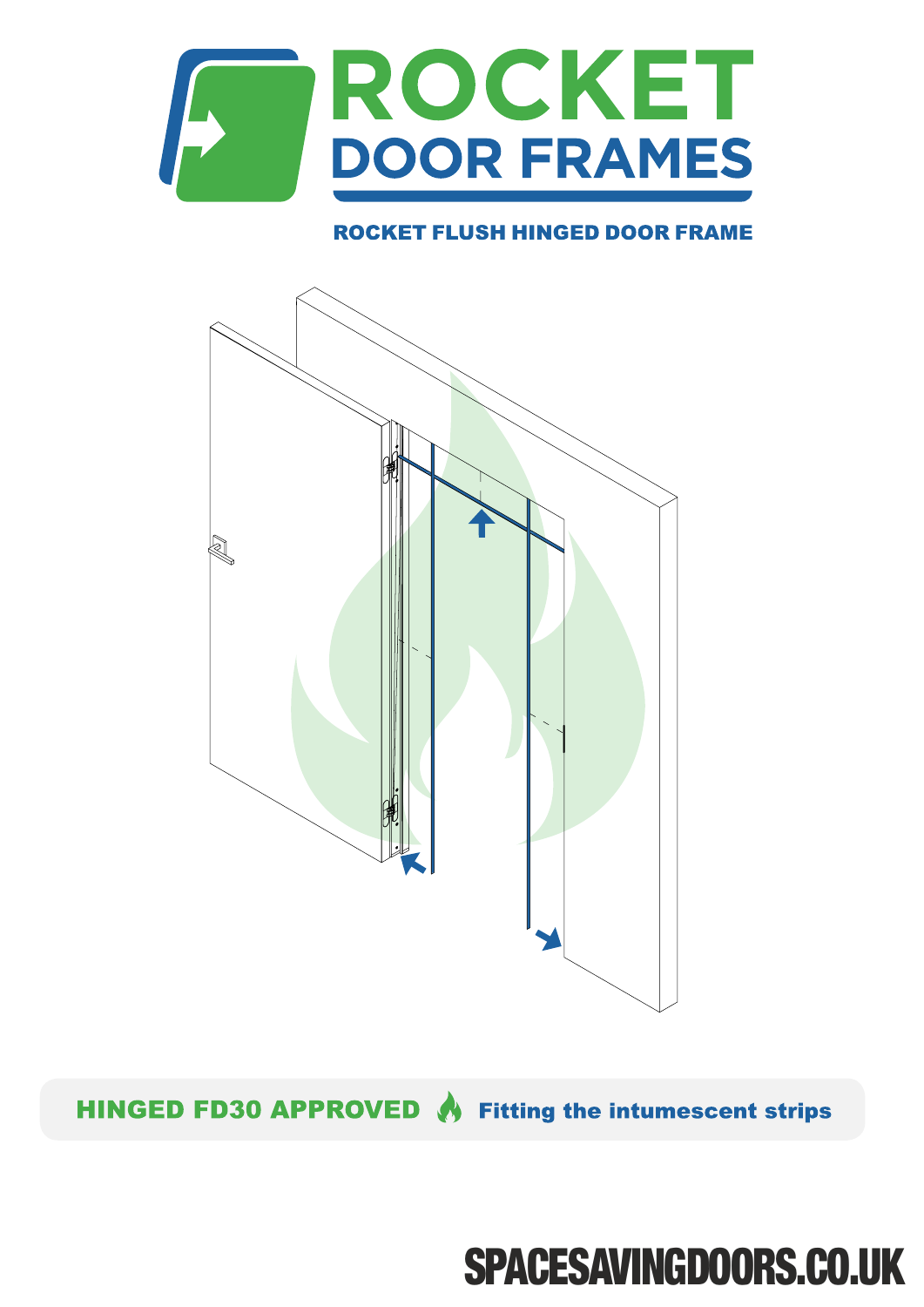# ROCKET DOOR FRAMES

## ROCKET FLUSH HINGED DOOR FRAME

**HINGED FD30 APPROVED** **Fitting the intumescent strips**

SPACESAVINGDOORS.CO.UK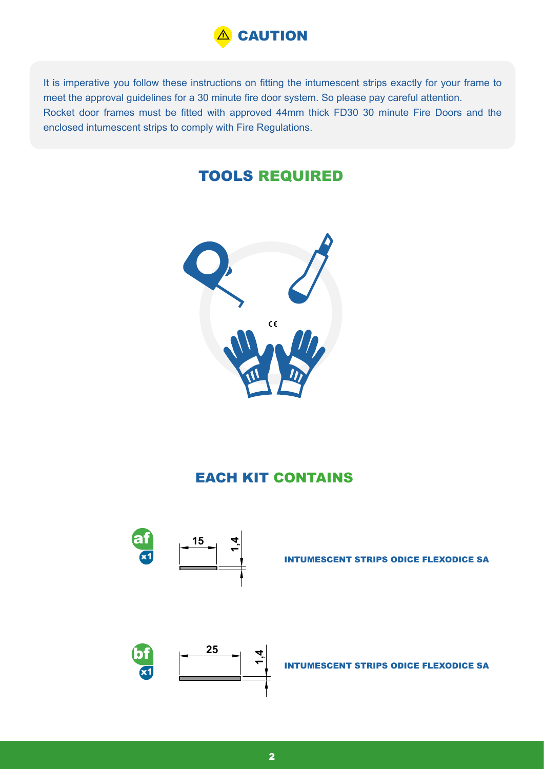# CAUTION

It is imperative you follow these instructions on fitting the intumescent strips exactly for your frame to meet the approval guidelines for a 30 minute fire door system. So please pay careful attention.
Rocket door frames must be fitted with approved 44mm thick FD30 30 minute Fire Doors and the enclosed intumescent strips to comply with Fire Regulations.

## TOOLS REQUIRED

## EACH KIT CONTAINS

**af** x1 — 15 × 1,4 — **INTUMESCENT STRIPS ODICE FLEXODICE SA**

**bf** x1 — 25 × 1,4 — **INTUMESCENT STRIPS ODICE FLEXODICE SA**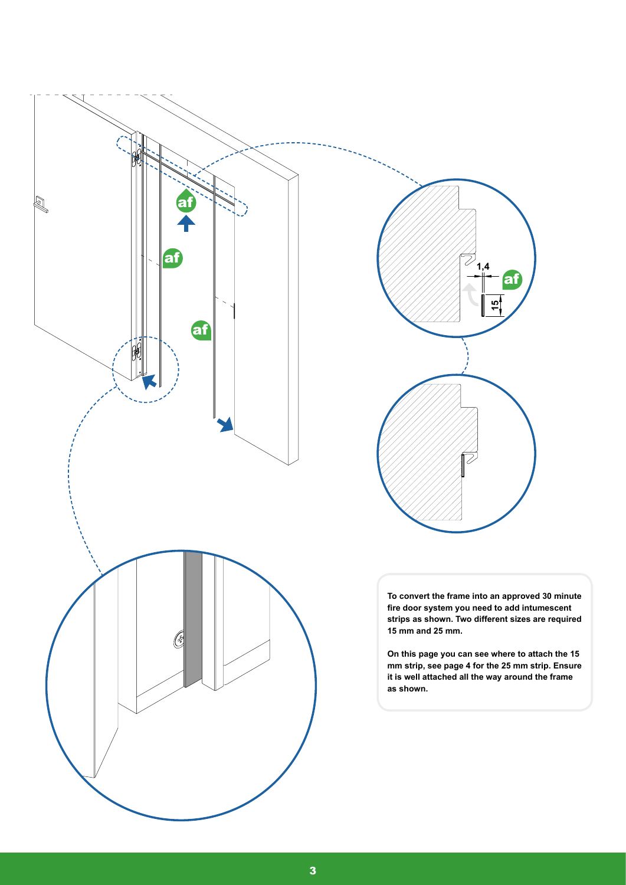To convert the frame into an approved 30 minute fire door system you need to add intumescent strips as shown. Two different sizes are required 15 mm and 25 mm.

On this page you can see where to attach the 15 mm strip, see page 4 for the 25 mm strip. Ensure it is well attached all the way around the frame as shown.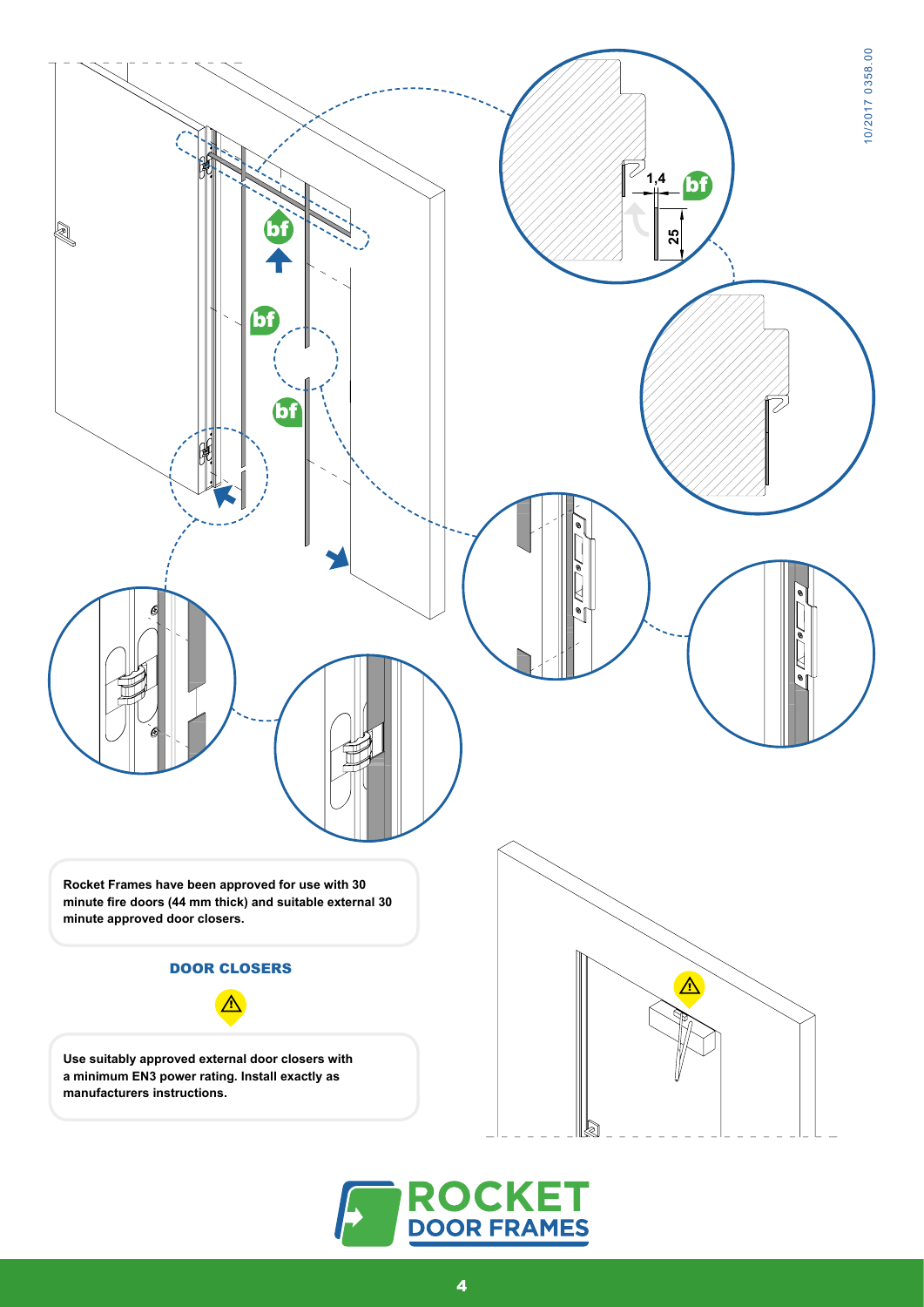Rocket Frames have been approved for use with 30 minute fire doors (44 mm thick) and suitable external 30 minute approved door closers.

## DOOR CLOSERS

Use suitably approved external door closers with a minimum EN3 power rating. Install exactly as manufacturers instructions.